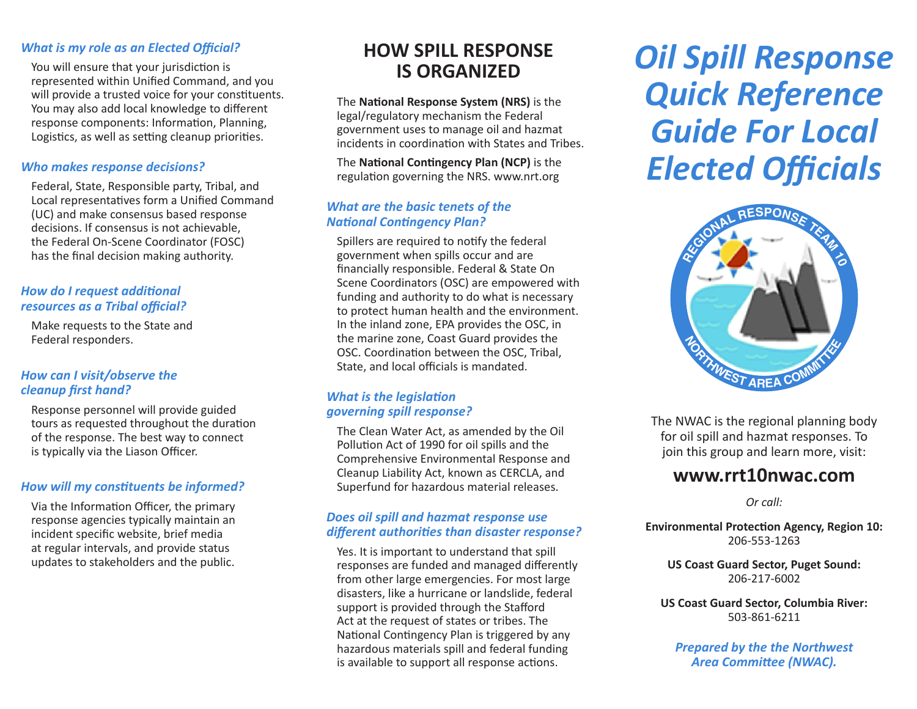# Oil Spill Response Quick Reference Guide For Local Elected Officials

REGIONAL RESPONSE TEAM 10

NORTHWEST AREA COMMITTEE

The NWAC is the regional planning body for oil spill and hazmat responses. To join this group and learn more, visit:

## www.rrt10nwac.com

*Or call:*

**Environmental Protection Agency, Region 10:**
206-553-1263

**US Coast Guard Sector, Puget Sound:**
206-217-6002

**US Coast Guard Sector, Columbia River:**
503-861-6211

***Prepared by the the Northwest Area Committee (NWAC).***

### *What is my role as an Elected Official?*

You will ensure that your jurisdiction is represented within Unified Command, and you will provide a trusted voice for your constituents. You may also add local knowledge to different response components: Information, Planning, Logistics, as well as setting cleanup priorities.

### *Who makes response decisions?*

Federal, State, Responsible party, Tribal, and Local representatives form a Unified Command (UC) and make consensus based response decisions. If consensus is not achievable, the Federal On-Scene Coordinator (FOSC) has the final decision making authority.

### *How do I request additional resources as a Tribal official?*

Make requests to the State and Federal responders.

### *How can I visit/observe the cleanup first hand?*

Response personnel will provide guided tours as requested throughout the duration of the response. The best way to connect is typically via the Liason Officer.

### *How will my constituents be informed?*

Via the Information Officer, the primary response agencies typically maintain an incident specific website, brief media at regular intervals, and provide status updates to stakeholders and the public.

## HOW SPILL RESPONSE IS ORGANIZED

The **National Response System (NRS)** is the legal/regulatory mechanism the Federal government uses to manage oil and hazmat incidents in coordination with States and Tribes.

The **National Contingency Plan (NCP)** is the regulation governing the NRS. www.nrt.org

### *What are the basic tenets of the National Contingency Plan?*

Spillers are required to notify the federal government when spills occur and are financially responsible. Federal & State On Scene Coordinators (OSC) are empowered with funding and authority to do what is necessary to protect human health and the environment. In the inland zone, EPA provides the OSC, in the marine zone, Coast Guard provides the OSC. Coordination between the OSC, Tribal, State, and local officials is mandated.

### *What is the legislation governing spill response?*

The Clean Water Act, as amended by the Oil Pollution Act of 1990 for oil spills and the Comprehensive Environmental Response and Cleanup Liability Act, known as CERCLA, and Superfund for hazardous material releases.

### *Does oil spill and hazmat response use different authorities than disaster response?*

Yes. It is important to understand that spill responses are funded and managed differently from other large emergencies. For most large disasters, like a hurricane or landslide, federal support is provided through the Stafford Act at the request of states or tribes. The National Contingency Plan is triggered by any hazardous materials spill and federal funding is available to support all response actions.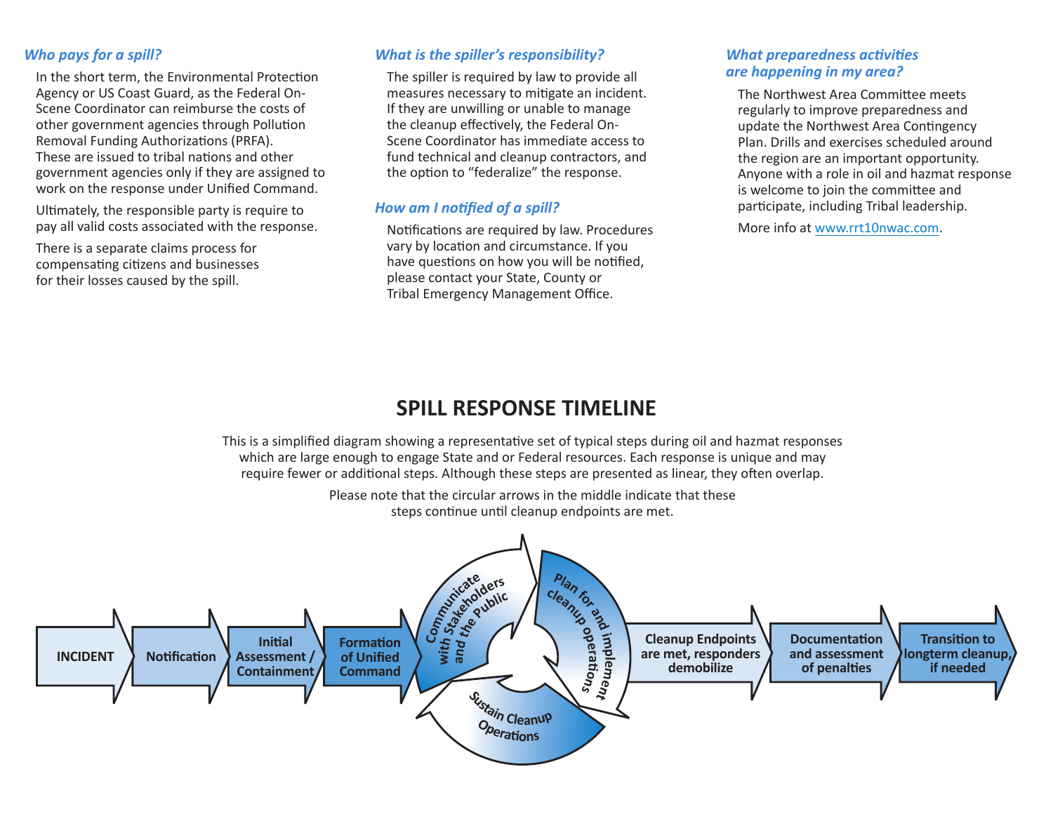### *Who pays for a spill?*

In the short term, the Environmental Protection Agency or US Coast Guard, as the Federal On-Scene Coordinator can reimburse the costs of other government agencies through Pollution Removal Funding Authorizations (PRFA). These are issued to tribal nations and other government agencies only if they are assigned to work on the response under Unified Command.

Ultimately, the responsible party is require to pay all valid costs associated with the response.

There is a separate claims process for compensating citizens and businesses for their losses caused by the spill.

### *What is the spiller's responsibility?*

The spiller is required by law to provide all measures necessary to mitigate an incident. If they are unwilling or unable to manage the cleanup effectively, the Federal On-Scene Coordinator has immediate access to fund technical and cleanup contractors, and the option to "federalize" the response.

### *How am I notified of a spill?*

Notifications are required by law. Procedures vary by location and circumstance. If you have questions on how you will be notified, please contact your State, County or Tribal Emergency Management Office.

### *What preparedness activities are happening in my area?*

The Northwest Area Committee meets regularly to improve preparedness and update the Northwest Area Contingency Plan. Drills and exercises scheduled around the region are an important opportunity. Anyone with a role in oil and hazmat response is welcome to join the committee and participate, including Tribal leadership.

More info at www.rrt10nwac.com.

## SPILL RESPONSE TIMELINE

This is a simplified diagram showing a representative set of typical steps during oil and hazmat responses which are large enough to engage State and or Federal resources. Each response is unique and may require fewer or additional steps. Although these steps are presented as linear, they often overlap.

Please note that the circular arrows in the middle indicate that these steps continue until cleanup endpoints are met.

INCIDENT

Notification

Initial Assessment / Containment

Formation of Unified Command

Communicate with Stakeholders and the Public

Plan for and implement cleanup operations

Sustain Cleanup Operations

Cleanup Endpoints are met, responders demobilize

Documentation and assessment of penalties

Transition to longterm cleanup, if needed